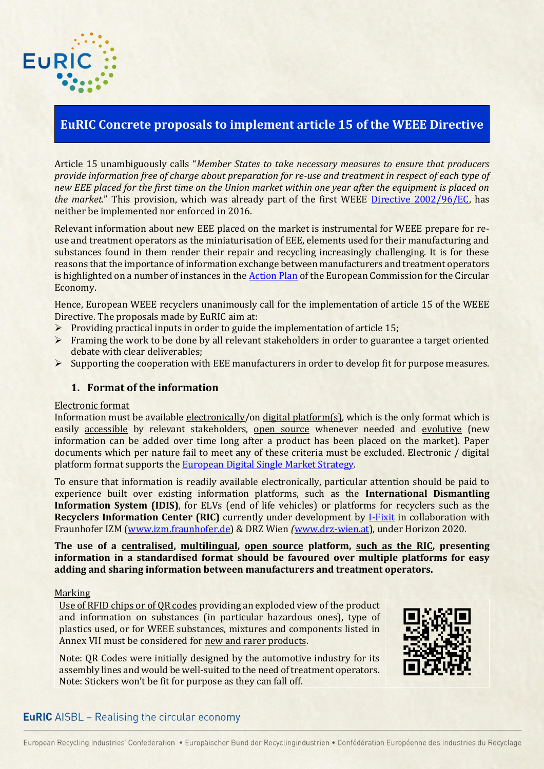# EuRIC Concrete proposals to implement article 15 of the WEEE Directive

Article 15 unambiguously calls "*Member States to take necessary measures to ensure that producers provide information free of charge about preparation for re-use and treatment in respect of each type of new EEE placed for the first time on the Union market within one year after the equipment is placed on the market.*" This provision, which was already part of the first WEEE Directive 2002/96/EC, has neither be implemented nor enforced in 2016.

Relevant information about new EEE placed on the market is instrumental for WEEE prepare for re-use and treatment operators as the miniaturisation of EEE, elements used for their manufacturing and substances found in them render their repair and recycling increasingly challenging. It is for these reasons that the importance of information exchange between manufacturers and treatment operators is highlighted on a number of instances in the Action Plan of the European Commission for the Circular Economy.

Hence, European WEEE recyclers unanimously call for the implementation of article 15 of the WEEE Directive. The proposals made by EuRIC aim at:

- Providing practical inputs in order to guide the implementation of article 15;
- Framing the work to be done by all relevant stakeholders in order to guarantee a target oriented debate with clear deliverables;
- Supporting the cooperation with EEE manufacturers in order to develop fit for purpose measures.

## 1. Format of the information

Electronic format

Information must be available electronically/on digital platform(s), which is the only format which is easily accessible by relevant stakeholders, open source whenever needed and evolutive (new information can be added over time long after a product has been placed on the market). Paper documents which per nature fail to meet any of these criteria must be excluded. Electronic / digital platform format supports the European Digital Single Market Strategy.

To ensure that information is readily available electronically, particular attention should be paid to experience built over existing information platforms, such as the **International Dismantling Information System (IDIS)**, for ELVs (end of life vehicles) or platforms for recyclers such as the **Recyclers Information Center (RIC)** currently under development by I-Fixit in collaboration with Fraunhofer IZM (www.izm.fraunhofer.de) & DRZ Wien (www.drz-wien.at), under Horizon 2020.

**The use of a centralised, multilingual, open source platform, such as the RIC, presenting information in a standardised format should be favoured over multiple platforms for easy adding and sharing information between manufacturers and treatment operators.**

Marking

Use of RFID chips or of QR codes providing an exploded view of the product and information on substances (in particular hazardous ones), type of plastics used, or for WEEE substances, mixtures and components listed in Annex VII must be considered for new and rarer products.

Note: QR Codes were initially designed by the automotive industry for its assembly lines and would be well-suited to the need of treatment operators.
Note: Stickers won't be fit for purpose as they can fall off.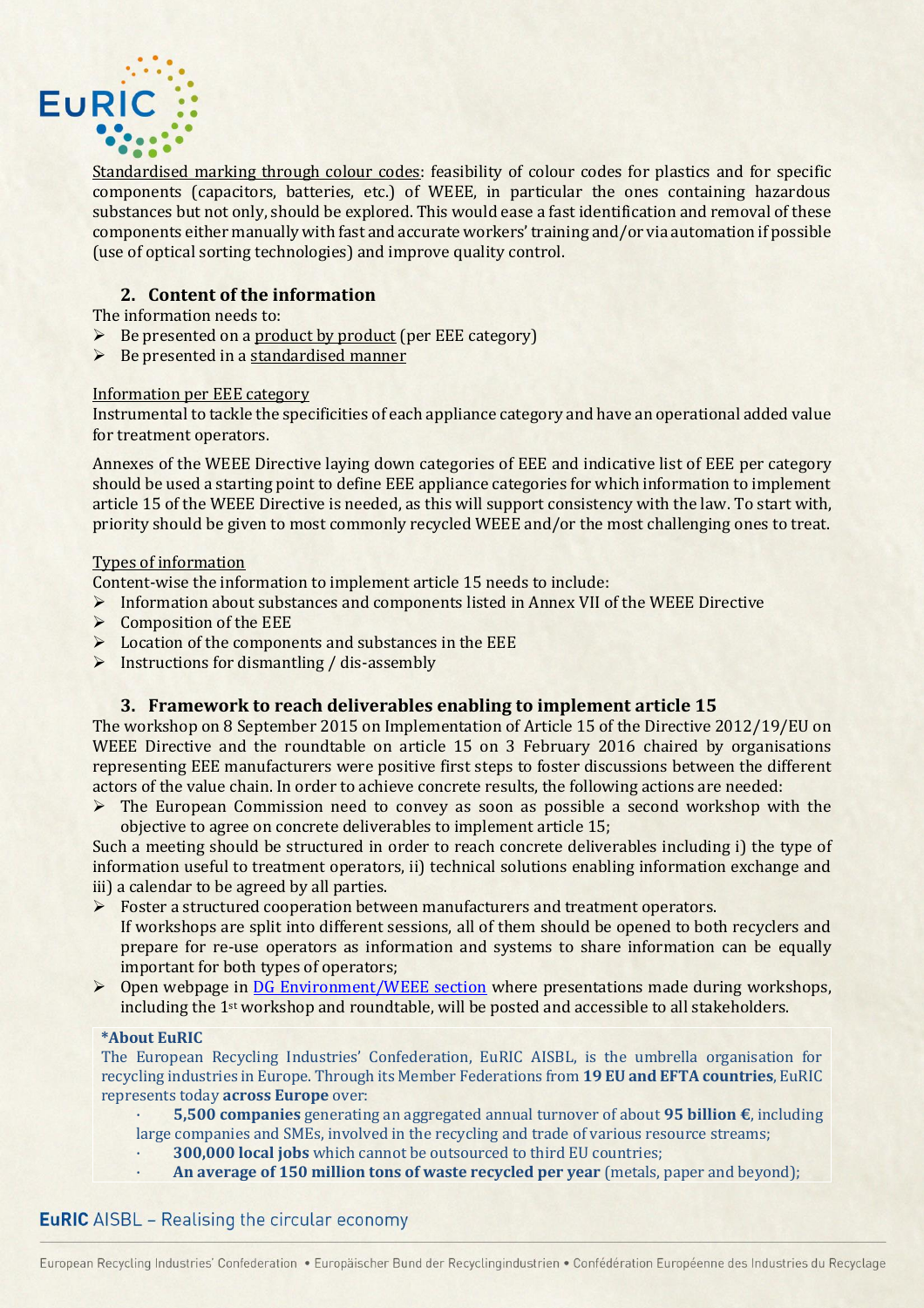Standardised marking through colour codes: feasibility of colour codes for plastics and for specific components (capacitors, batteries, etc.) of WEEE, in particular the ones containing hazardous substances but not only, should be explored. This would ease a fast identification and removal of these components either manually with fast and accurate workers' training and/or via automation if possible (use of optical sorting technologies) and improve quality control.

## 2. Content of the information

The information needs to:

- Be presented on a product by product (per EEE category)
- Be presented in a standardised manner

Information per EEE category

Instrumental to tackle the specificities of each appliance category and have an operational added value for treatment operators.

Annexes of the WEEE Directive laying down categories of EEE and indicative list of EEE per category should be used a starting point to define EEE appliance categories for which information to implement article 15 of the WEEE Directive is needed, as this will support consistency with the law. To start with, priority should be given to most commonly recycled WEEE and/or the most challenging ones to treat.

Types of information

Content-wise the information to implement article 15 needs to include:

- Information about substances and components listed in Annex VII of the WEEE Directive
- Composition of the EEE
- Location of the components and substances in the EEE
- Instructions for dismantling / dis-assembly

## 3. Framework to reach deliverables enabling to implement article 15

The workshop on 8 September 2015 on Implementation of Article 15 of the Directive 2012/19/EU on WEEE Directive and the roundtable on article 15 on 3 February 2016 chaired by organisations representing EEE manufacturers were positive first steps to foster discussions between the different actors of the value chain. In order to achieve concrete results, the following actions are needed:

- The European Commission need to convey as soon as possible a second workshop with the objective to agree on concrete deliverables to implement article 15;

Such a meeting should be structured in order to reach concrete deliverables including i) the type of information useful to treatment operators, ii) technical solutions enabling information exchange and iii) a calendar to be agreed by all parties.

- Foster a structured cooperation between manufacturers and treatment operators.
  If workshops are split into different sessions, all of them should be opened to both recyclers and prepare for re-use operators as information and systems to share information can be equally important for both types of operators;
- Open webpage in DG Environment/WEEE section where presentations made during workshops, including the 1st workshop and roundtable, will be posted and accessible to all stakeholders.

**\*About EuRIC**

The European Recycling Industries' Confederation, EuRIC AISBL, is the umbrella organisation for recycling industries in Europe. Through its Member Federations from **19 EU and EFTA countries**, EuRIC represents today **across Europe** over:

- **5,500 companies** generating an aggregated annual turnover of about **95 billion €**, including large companies and SMEs, involved in the recycling and trade of various resource streams;
- **300,000 local jobs** which cannot be outsourced to third EU countries;
- **An average of 150 million tons of waste recycled per year** (metals, paper and beyond);